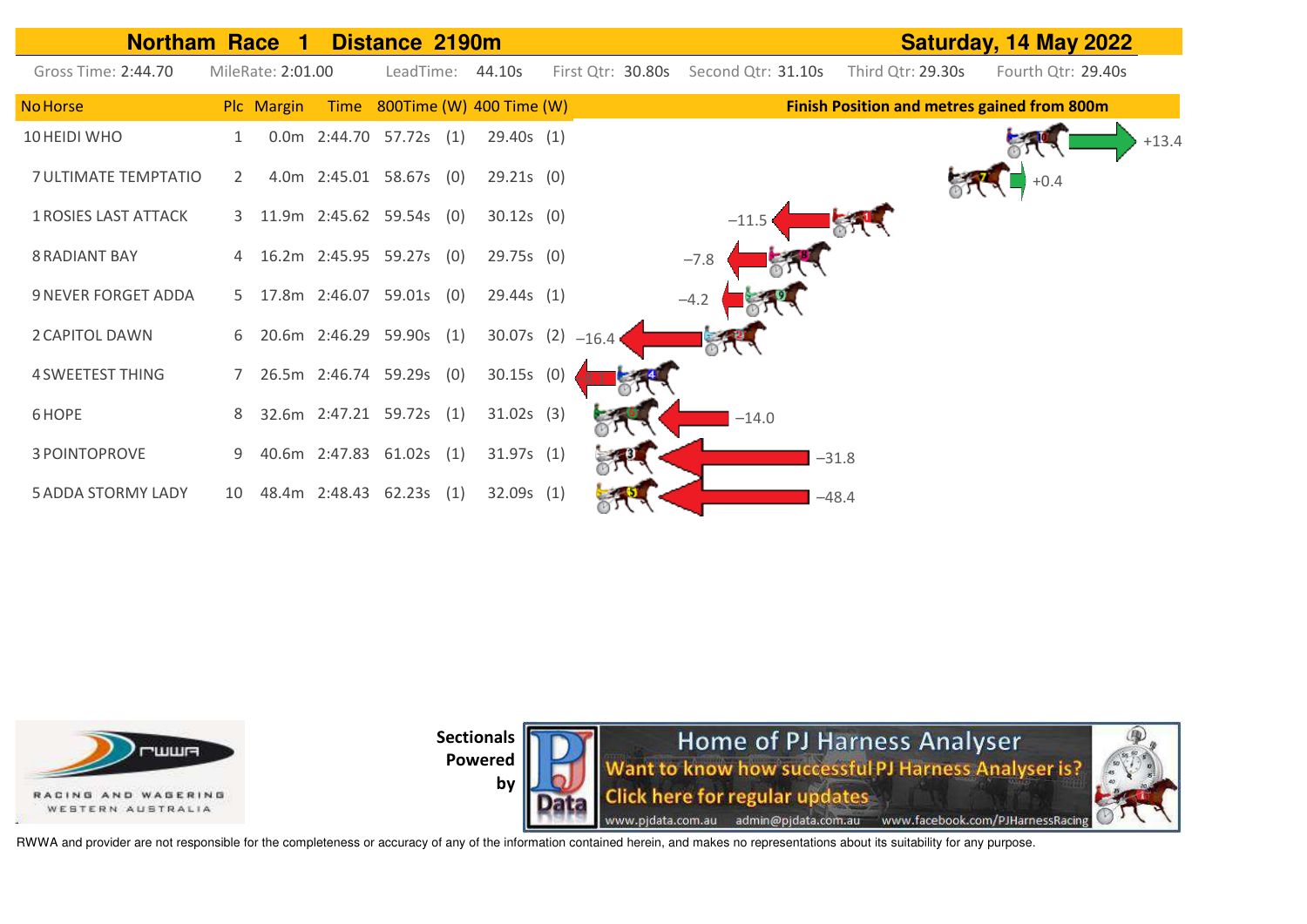# Northam Race 1 Distance 2190m

**Saturday, 14 May 2022**

Gross Time: 2:44.70 | MileRate: 2:01.00 | LeadTime: 44.10s | First Qtr: 30.80s | Second Qtr: 31.10s | Third Qtr: 29.30s | Fourth Qtr: 29.40s

| No | Horse | Plc | Margin | Time | 800Time (W) | | 400 Time (W) | | Finish Position and metres gained from 800m |
|---|---|---|---|---|---|---|---|---|---|
| 10 | HEIDI WHO | 1 | 0.0m | 2:44.70 | 57.72s | (1) | 29.40s | (1) | +13.4 |
| 7 | ULTIMATE TEMPTATIO | 2 | 4.0m | 2:45.01 | 58.67s | (0) | 29.21s | (0) | +0.4 |
| 1 | ROSIES LAST ATTACK | 3 | 11.9m | 2:45.62 | 59.54s | (0) | 30.12s | (0) | −11.5 |
| 8 | RADIANT BAY | 4 | 16.2m | 2:45.95 | 59.27s | (0) | 29.75s | (0) | −7.8 |
| 9 | NEVER FORGET ADDA | 5 | 17.8m | 2:46.07 | 59.01s | (0) | 29.44s | (1) | −4.2 |
| 2 | CAPITOL DAWN | 6 | 20.6m | 2:46.29 | 59.90s | (1) | 30.07s | (2) | −16.4 |
| 4 | SWEETEST THING | 7 | 26.5m | 2:46.74 | 59.29s | (0) | 30.15s | (0) | |
| 6 | HOPE | 8 | 32.6m | 2:47.21 | 59.72s | (1) | 31.02s | (3) | −14.0 |
| 3 | POINTOPROVE | 9 | 40.6m | 2:47.83 | 61.02s | (1) | 31.97s | (1) | −31.8 |
| 5 | ADDA STORMY LADY | 10 | 48.4m | 2:48.43 | 62.23s | (1) | 32.09s | (1) | −48.4 |

RACING AND WAGERING WESTERN AUSTRALIA

Sectionals Powered by

Home of PJ Harness Analyser
Want to know how successful PJ Harness Analyser is?
Click here for regular updates
www.pjdata.com.au admin@pjdata.com.au www.facebook.com/PJHarnessRacing

RWWA and provider are not responsible for the completeness or accuracy of any of the information contained herein, and makes no representations about its suitability for any purpose.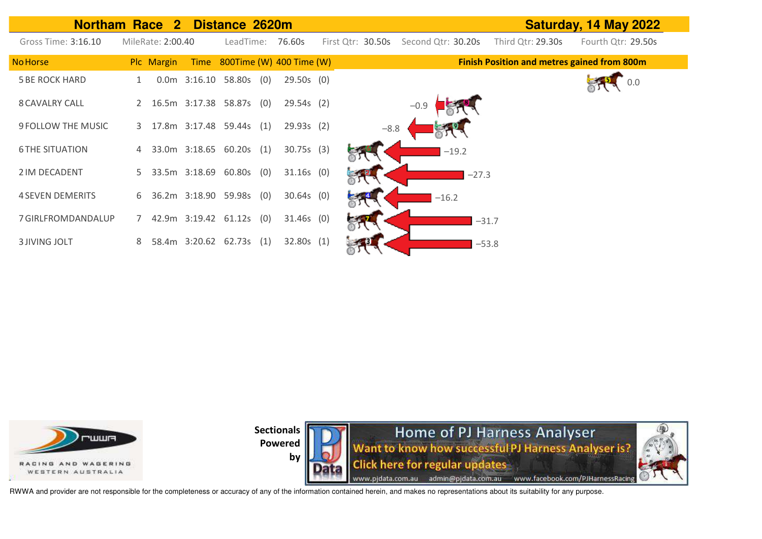## Northam Race 2 Distance 2620m — Saturday, 14 May 2022

Gross Time: 3:16.10 | MileRate: 2:00.40 | LeadTime: 76.60s | First Qtr: 30.50s | Second Qtr: 30.20s | Third Qtr: 29.30s | Fourth Qtr: 29.50s

| No | Horse | Plc | Margin | Time | 800Time | (W) | 400 Time | (W) | Finish Position and metres gained from 800m |
|---|---|---|---|---|---|---|---|---|---|
| 5 | BE ROCK HARD | 1 | 0.0m | 3:16.10 | 58.80s | (0) | 29.50s | (0) | 0.0 |
| 8 | CAVALRY CALL | 2 | 16.5m | 3:17.38 | 58.87s | (0) | 29.54s | (2) | −0.9 |
| 9 | FOLLOW THE MUSIC | 3 | 17.8m | 3:17.48 | 59.44s | (1) | 29.93s | (2) | −8.8 |
| 6 | THE SITUATION | 4 | 33.0m | 3:18.65 | 60.20s | (1) | 30.75s | (3) | −19.2 |
| 2 | IM DECADENT | 5 | 33.5m | 3:18.69 | 60.80s | (0) | 31.16s | (0) | −27.3 |
| 4 | SEVEN DEMERITS | 6 | 36.2m | 3:18.90 | 59.98s | (0) | 30.64s | (0) | −16.2 |
| 7 | GIRLFROMDANDALUP | 7 | 42.9m | 3:19.42 | 61.12s | (0) | 31.46s | (0) | −31.7 |
| 3 | JIVING JOLT | 8 | 58.4m | 3:20.62 | 62.73s | (1) | 32.80s | (1) | −53.8 |

Sectionals Powered by

RWWA and provider are not responsible for the completeness or accuracy of any of the information contained herein, and makes no representations about its suitability for any purpose.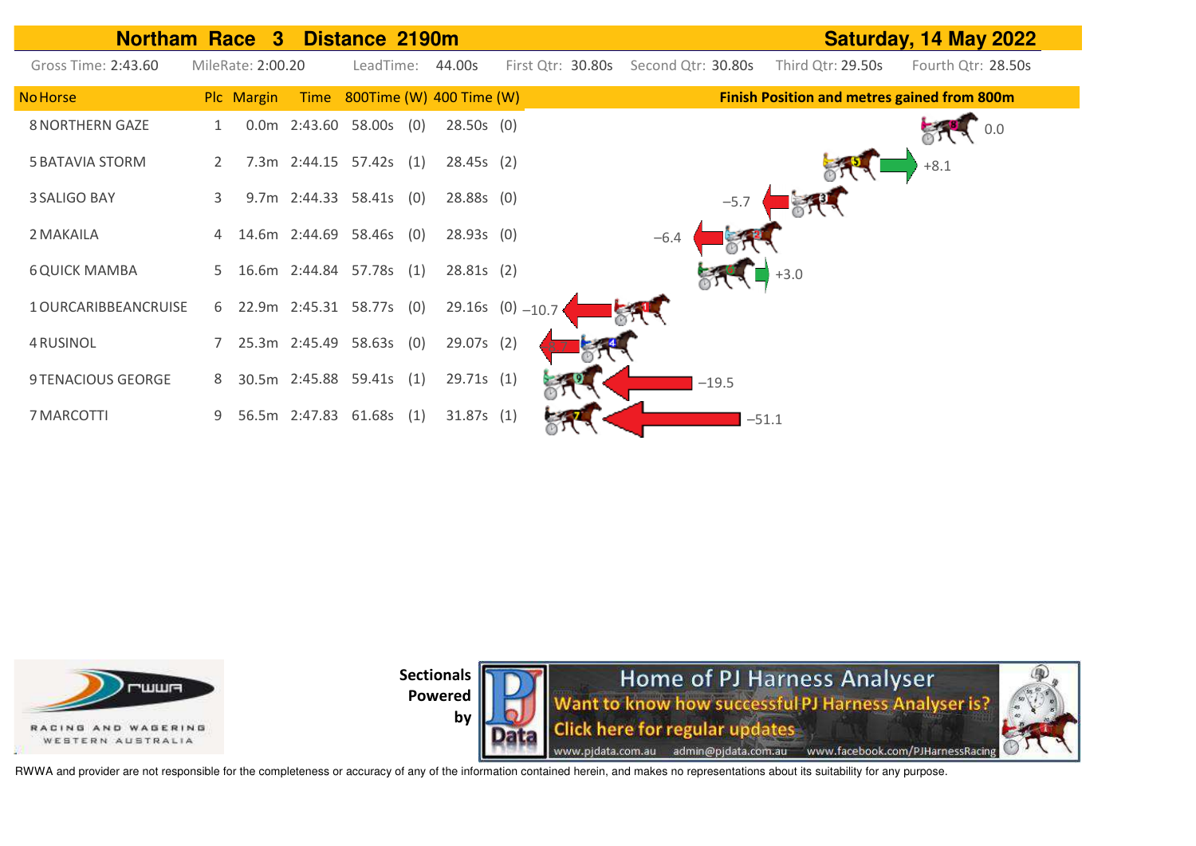# Northam Race 3 Distance 2190m

**Saturday, 14 May 2022**

Gross Time: 2:43.60 | MileRate: 2:00.20 | LeadTime: 44.00s | First Qtr: 30.80s | Second Qtr: 30.80s | Third Qtr: 29.50s | Fourth Qtr: 28.50s

| No | Horse | Plc | Margin | Time | 800Time | (W) | 400 Time | (W) | Finish Position and metres gained from 800m |
|---|---|---|---|---|---|---|---|---|---|
| 8 | NORTHERN GAZE | 1 | 0.0m | 2:43.60 | 58.00s | (0) | 28.50s | (0) | 0.0 |
| 5 | BATAVIA STORM | 2 | 7.3m | 2:44.15 | 57.42s | (1) | 28.45s | (2) | +8.1 |
| 3 | SALIGO BAY | 3 | 9.7m | 2:44.33 | 58.41s | (0) | 28.88s | (0) | −5.7 |
| 2 | MAKAILA | 4 | 14.6m | 2:44.69 | 58.46s | (0) | 28.93s | (0) | −6.4 |
| 6 | QUICK MAMBA | 5 | 16.6m | 2:44.84 | 57.78s | (1) | 28.81s | (2) | +3.0 |
| 1 | OURCARIBBEANCRUISE | 6 | 22.9m | 2:45.31 | 58.77s | (0) | 29.16s | (0) | −10.7 |
| 4 | RUSINOL | 7 | 25.3m | 2:45.49 | 58.63s | (0) | 29.07s | (2) | |
| 9 | TENACIOUS GEORGE | 8 | 30.5m | 2:45.88 | 59.41s | (1) | 29.71s | (1) | −19.5 |
| 7 | MARCOTTI | 9 | 56.5m | 2:47.83 | 61.68s | (1) | 31.87s | (1) | −51.1 |

RACING AND WAGERING WESTERN AUSTRALIA

**Sectionals Powered by**

Home of PJ Harness Analyser
Want to know how successful PJ Harness Analyser is?
Click here for regular updates
www.pjdata.com.au admin@pjdata.com.au www.facebook.com/PJHarnessRacing

RWWA and provider are not responsible for the completeness or accuracy of any of the information contained herein, and makes no representations about its suitability for any purpose.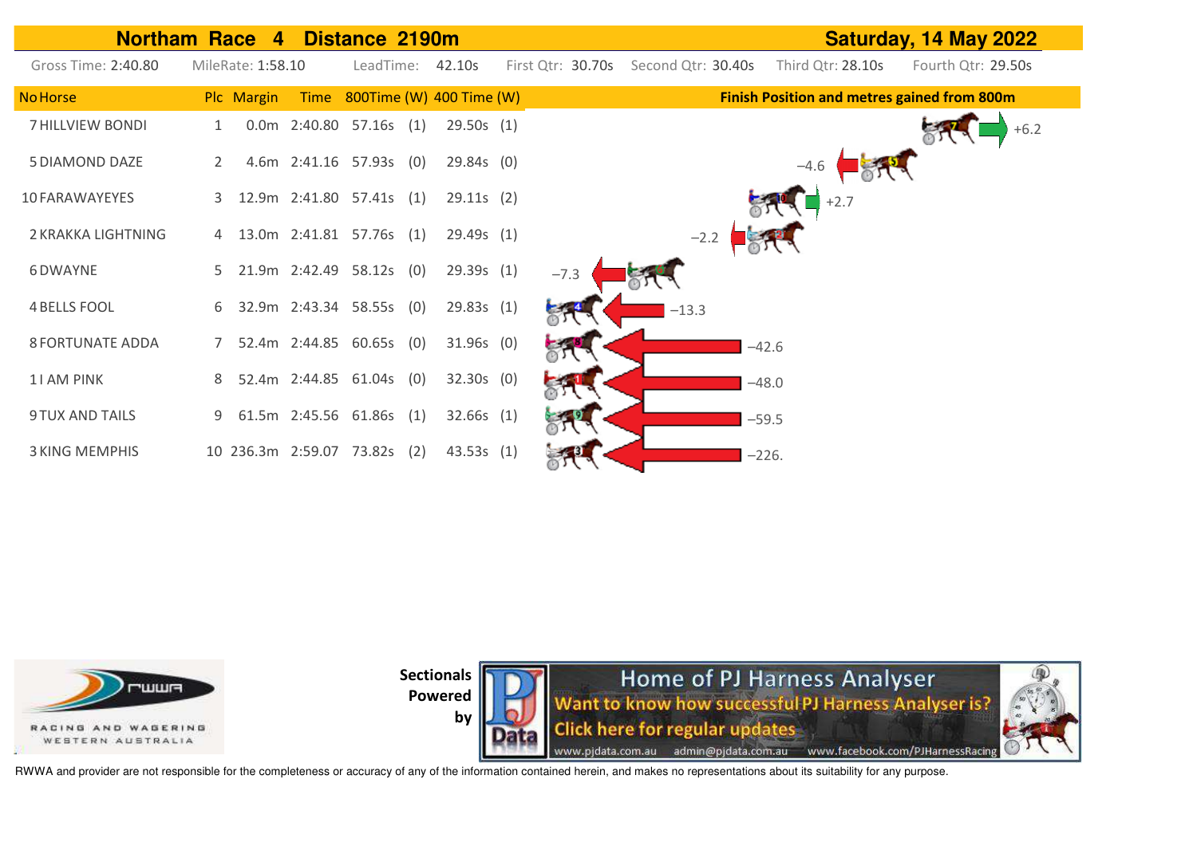## Northam Race 4 Distance 2190m — Saturday, 14 May 2022

Gross Time: 2:40.80 | MileRate: 1:58.10 | LeadTime: 42.10s | First Qtr: 30.70s | Second Qtr: 30.40s | Third Qtr: 28.10s | Fourth Qtr: 29.50s

| No | Horse | Plc | Margin | Time | 800Time | (W) | 400 Time | (W) | Finish Position and metres gained from 800m |
|---|---|---|---|---|---|---|---|---|---|
| 7 | HILLVIEW BONDI | 1 | 0.0m | 2:40.80 | 57.16s | (1) | 29.50s | (1) | +6.2 |
| 5 | DIAMOND DAZE | 2 | 4.6m | 2:41.16 | 57.93s | (0) | 29.84s | (0) | −4.6 |
| 10 | FARAWAYEYES | 3 | 12.9m | 2:41.80 | 57.41s | (1) | 29.11s | (2) | +2.7 |
| 2 | KRAKKA LIGHTNING | 4 | 13.0m | 2:41.81 | 57.76s | (1) | 29.49s | (1) | −2.2 |
| 6 | DWAYNE | 5 | 21.9m | 2:42.49 | 58.12s | (0) | 29.39s | (1) | −7.3 |
| 4 | BELLS FOOL | 6 | 32.9m | 2:43.34 | 58.55s | (0) | 29.83s | (1) | −13.3 |
| 8 | FORTUNATE ADDA | 7 | 52.4m | 2:44.85 | 60.65s | (0) | 31.96s | (0) | −42.6 |
| 1 | I AM PINK | 8 | 52.4m | 2:44.85 | 61.04s | (0) | 32.30s | (0) | −48.0 |
| 9 | TUX AND TAILS | 9 | 61.5m | 2:45.56 | 61.86s | (1) | 32.66s | (1) | −59.5 |
| 3 | KING MEMPHIS | 10 | 236.3m | 2:59.07 | 73.82s | (2) | 43.53s | (1) | −226. |

RACING AND WAGERING WESTERN AUSTRALIA

**Sectionals Powered by**

Home of PJ Harness Analyser
Want to know how successful PJ Harness Analyser is?
Click here for regular updates
www.pjdata.com.au admin@pjdata.com.au www.facebook.com/PJHarnessRacing

RWWA and provider are not responsible for the completeness or accuracy of any of the information contained herein, and makes no representations about its suitability for any purpose.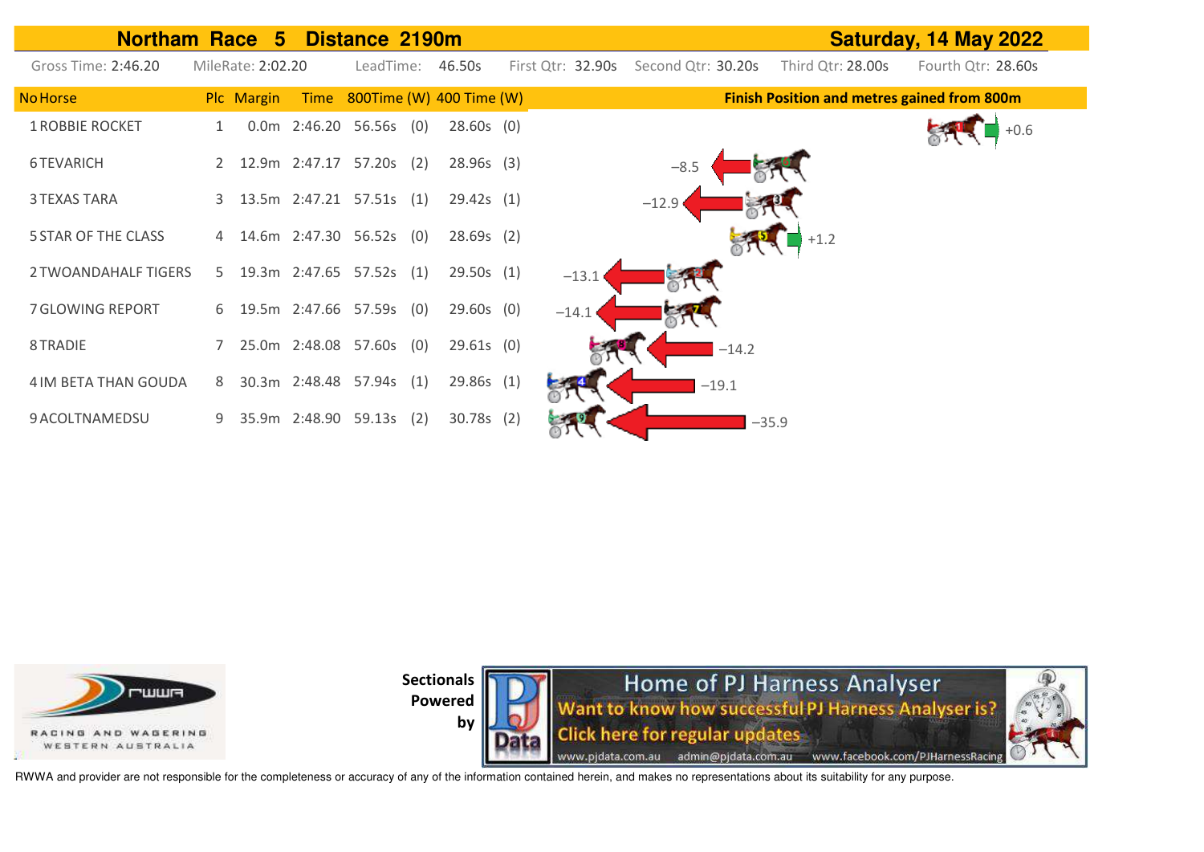# Northam Race 5 Distance 2190m — Saturday, 14 May 2022

Gross Time: 2:46.20 | MileRate: 2:02.20 | LeadTime: 46.50s | First Qtr: 32.90s | Second Qtr: 30.20s | Third Qtr: 28.00s | Fourth Qtr: 28.60s

| No | Horse | Plc | Margin | Time | 800Time | (W) | 400 Time | (W) | Finish Position and metres gained from 800m |
|---|---|---|---|---|---|---|---|---|---|
| 1 | ROBBIE ROCKET | 1 | 0.0m | 2:46.20 | 56.56s | (0) | 28.60s | (0) | +0.6 |
| 6 | TEVARICH | 2 | 12.9m | 2:47.17 | 57.20s | (2) | 28.96s | (3) | −8.5 |
| 3 | TEXAS TARA | 3 | 13.5m | 2:47.21 | 57.51s | (1) | 29.42s | (1) | −12.9 |
| 5 | STAR OF THE CLASS | 4 | 14.6m | 2:47.30 | 56.52s | (0) | 28.69s | (2) | +1.2 |
| 2 | TWOANDAHALF TIGERS | 5 | 19.3m | 2:47.65 | 57.52s | (1) | 29.50s | (1) | −13.1 |
| 7 | GLOWING REPORT | 6 | 19.5m | 2:47.66 | 57.59s | (0) | 29.60s | (0) | −14.1 |
| 8 | TRADIE | 7 | 25.0m | 2:48.08 | 57.60s | (0) | 29.61s | (0) | −14.2 |
| 4 | IM BETA THAN GOUDA | 8 | 30.3m | 2:48.48 | 57.94s | (1) | 29.86s | (1) | −19.1 |
| 9 | ACOLTNAMEDSU | 9 | 35.9m | 2:48.90 | 59.13s | (2) | 30.78s | (2) | −35.9 |

RACING AND WAGERING WESTERN AUSTRALIA

Sectionals Powered by

Home of PJ Harness Analyser
Want to know how successful PJ Harness Analyser is?
Click here for regular updates
www.pjdata.com.au admin@pjdata.com.au www.facebook.com/PJHarnessRacing

RWWA and provider are not responsible for the completeness or accuracy of any of the information contained herein, and makes no representations about its suitability for any purpose.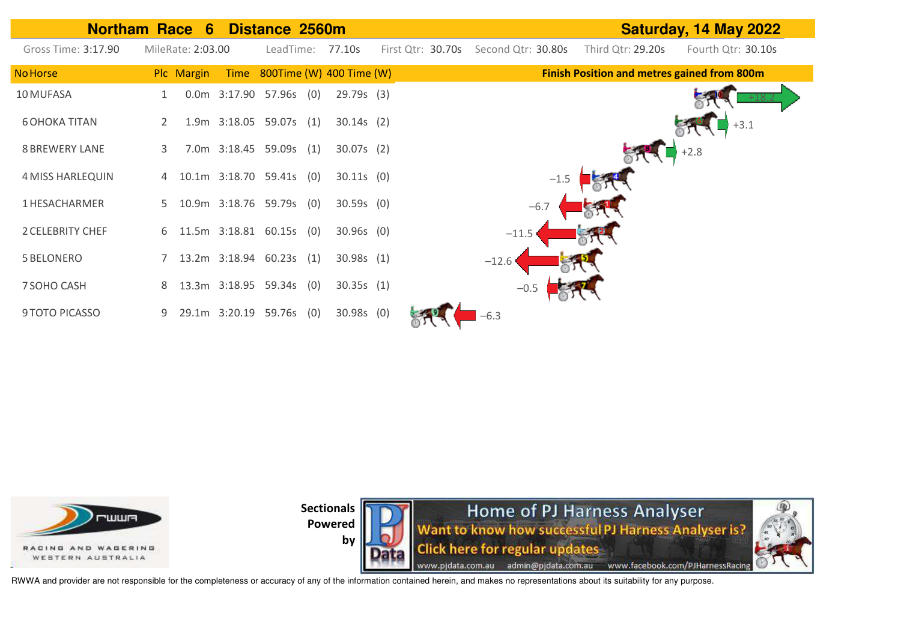## Northam Race 6 Distance 2560m — Saturday, 14 May 2022

Gross Time: 3:17.90 | MileRate: 2:03.00 | LeadTime: 77.10s | First Qtr: 30.70s | Second Qtr: 30.80s | Third Qtr: 29.20s | Fourth Qtr: 30.10s

| No | Horse | Plc | Margin | Time | 800Time (W) | 400 Time (W) | Finish Position and metres gained from 800m |
|---|---|---|---|---|---|---|---|
| 10 | MUFASA | 1 | 0.0m | 3:17.90 | 57.96s (0) | 29.79s (3) | +18.2 |
| 6 | OHOKA TITAN | 2 | 1.9m | 3:18.05 | 59.07s (1) | 30.14s (2) | +3.1 |
| 8 | BREWERY LANE | 3 | 7.0m | 3:18.45 | 59.09s (1) | 30.07s (2) | +2.8 |
| 4 | MISS HARLEQUIN | 4 | 10.1m | 3:18.70 | 59.41s (0) | 30.11s (0) | −1.5 |
| 1 | HESACHARMER | 5 | 10.9m | 3:18.76 | 59.79s (0) | 30.59s (0) | −6.7 |
| 2 | CELEBRITY CHEF | 6 | 11.5m | 3:18.81 | 60.15s (0) | 30.96s (0) | −11.5 |
| 5 | BELONERO | 7 | 13.2m | 3:18.94 | 60.23s (1) | 30.98s (1) | −12.6 |
| 7 | SOHO CASH | 8 | 13.3m | 3:18.95 | 59.34s (0) | 30.35s (1) | −0.5 |
| 9 | TOTO PICASSO | 9 | 29.1m | 3:20.19 | 59.76s (0) | 30.98s (0) | −6.3 |

RACING AND WAGERING WESTERN AUSTRALIA

Sectionals Powered by

Home of PJ Harness Analyser
Want to know how successful PJ Harness Analyser is?
Click here for regular updates
www.pjdata.com.au admin@pjdata.com.au www.facebook.com/PJHarnessRacing

RWWA and provider are not responsible for the completeness or accuracy of any of the information contained herein, and makes no representations about its suitability for any purpose.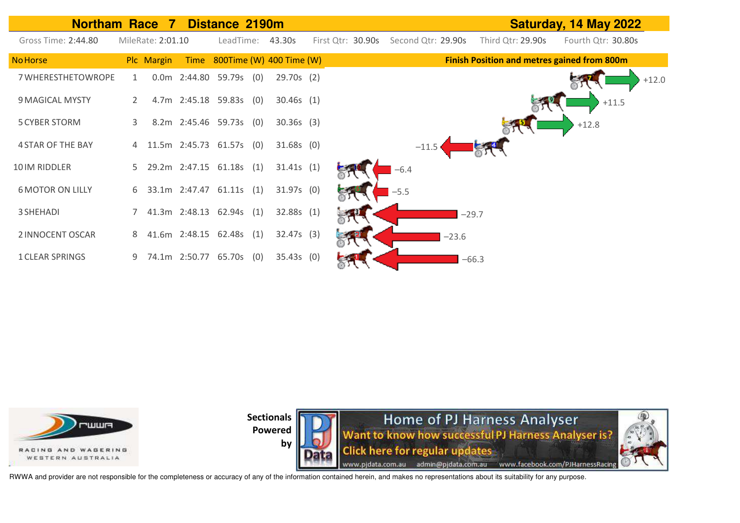# Northam Race 7 Distance 2190m — Saturday, 14 May 2022

Gross Time: 2:44.80 | MileRate: 2:01.10 | LeadTime: 43.30s | First Qtr: 30.90s | Second Qtr: 29.90s | Third Qtr: 29.90s | Fourth Qtr: 30.80s

| No | Horse | Plc | Margin | Time | 800Time | (W) | 400 Time | (W) | Finish Position and metres gained from 800m |
|---|---|---|---|---|---|---|---|---|---|
| 7 | WHERESTHETOWROPE | 1 | 0.0m | 2:44.80 | 59.79s | (0) | 29.70s | (2) | +12.0 |
| 9 | MAGICAL MYSTY | 2 | 4.7m | 2:45.18 | 59.83s | (0) | 30.46s | (1) | +11.5 |
| 5 | CYBER STORM | 3 | 8.2m | 2:45.46 | 59.73s | (0) | 30.36s | (3) | +12.8 |
| 4 | STAR OF THE BAY | 4 | 11.5m | 2:45.73 | 61.57s | (0) | 31.68s | (0) | −11.5 |
| 10 | IM RIDDLER | 5 | 29.2m | 2:47.15 | 61.18s | (1) | 31.41s | (1) | −6.4 |
| 6 | MOTOR ON LILLY | 6 | 33.1m | 2:47.47 | 61.11s | (1) | 31.97s | (0) | −5.5 |
| 3 | SHEHADI | 7 | 41.3m | 2:48.13 | 62.94s | (1) | 32.88s | (1) | −29.7 |
| 2 | INNOCENT OSCAR | 8 | 41.6m | 2:48.15 | 62.48s | (1) | 32.47s | (3) | −23.6 |
| 1 | CLEAR SPRINGS | 9 | 74.1m | 2:50.77 | 65.70s | (0) | 35.43s | (0) | −66.3 |

RWWA — Racing and Wagering Western Australia

Sectionals Powered by PJ Data — Home of PJ Harness Analyser. Want to know how successful PJ Harness Analyser is? Click here for regular updates. www.pjdata.com.au admin@pjdata.com.au www.facebook.com/PJHarnessRacing

RWWA and provider are not responsible for the completeness or accuracy of any of the information contained herein, and makes no representations about its suitability for any purpose.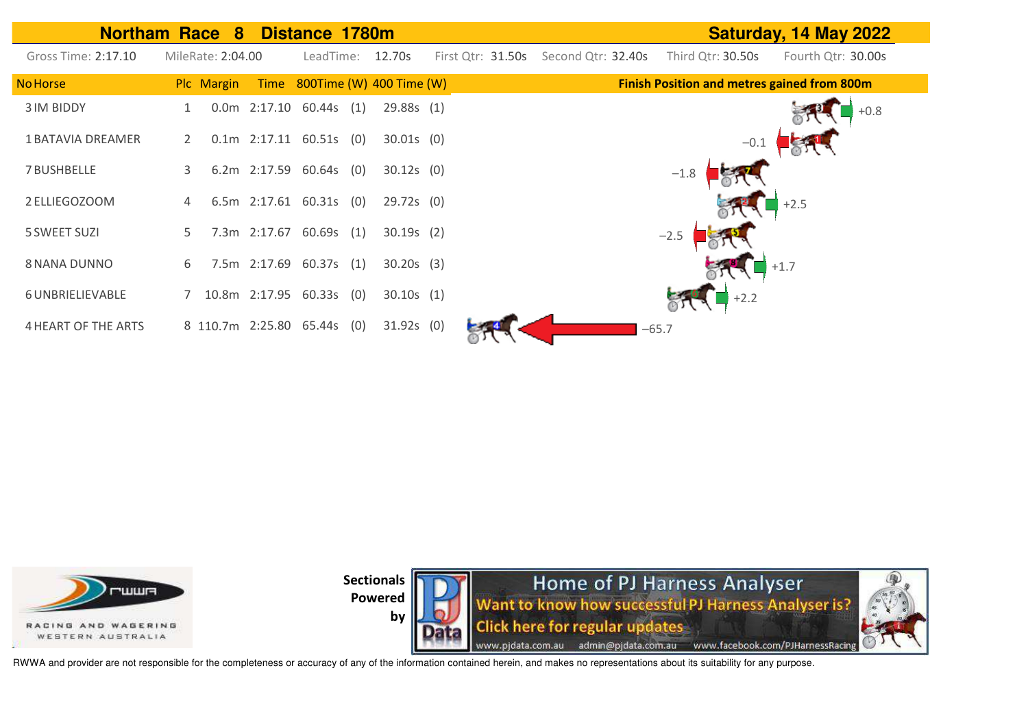# Northam Race 8 Distance 1780m

**Saturday, 14 May 2022**

Gross Time: 2:17.10 | MileRate: 2:04.00 | LeadTime: 12.70s | First Qtr: 31.50s | Second Qtr: 32.40s | Third Qtr: 30.50s | Fourth Qtr: 30.00s

| No | Horse | Plc | Margin | Time | 800Time (W) | 400 Time (W) |
|---|---|---|---|---|---|---|
| 3 | IM BIDDY | 1 | 0.0m | 2:17.10 | 60.44s (1) | 29.88s (1) |
| 1 | BATAVIA DREAMER | 2 | 0.1m | 2:17.11 | 60.51s (0) | 30.01s (0) |
| 7 | BUSHBELLE | 3 | 6.2m | 2:17.59 | 60.64s (0) | 30.12s (0) |
| 2 | ELLIEGOZOOM | 4 | 6.5m | 2:17.61 | 60.31s (0) | 29.72s (0) |
| 5 | SWEET SUZI | 5 | 7.3m | 2:17.67 | 60.69s (1) | 30.19s (2) |
| 8 | NANA DUNNO | 6 | 7.5m | 2:17.69 | 60.37s (1) | 30.20s (3) |
| 6 | UNBRIELIEVABLE | 7 | 10.8m | 2:17.95 | 60.33s (0) | 30.10s (1) |
| 4 | HEART OF THE ARTS | 8 | 110.7m | 2:25.80 | 65.44s (0) | 31.92s (0) |

**Finish Position and metres gained from 800m**

+0.8
−0.1
−1.8
+2.5
−2.5
+1.7
+2.2
−65.7

Sectionals Powered by

Home of PJ Harness Analyser
Want to know how successful PJ Harness Analyser is?
Click here for regular updates
www.pjdata.com.au admin@pjdata.com.au www.facebook.com/PJHarnessRacing

RACING AND WAGERING WESTERN AUSTRALIA

RWWA and provider are not responsible for the completeness or accuracy of any of the information contained herein, and makes no representations about its suitability for any purpose.